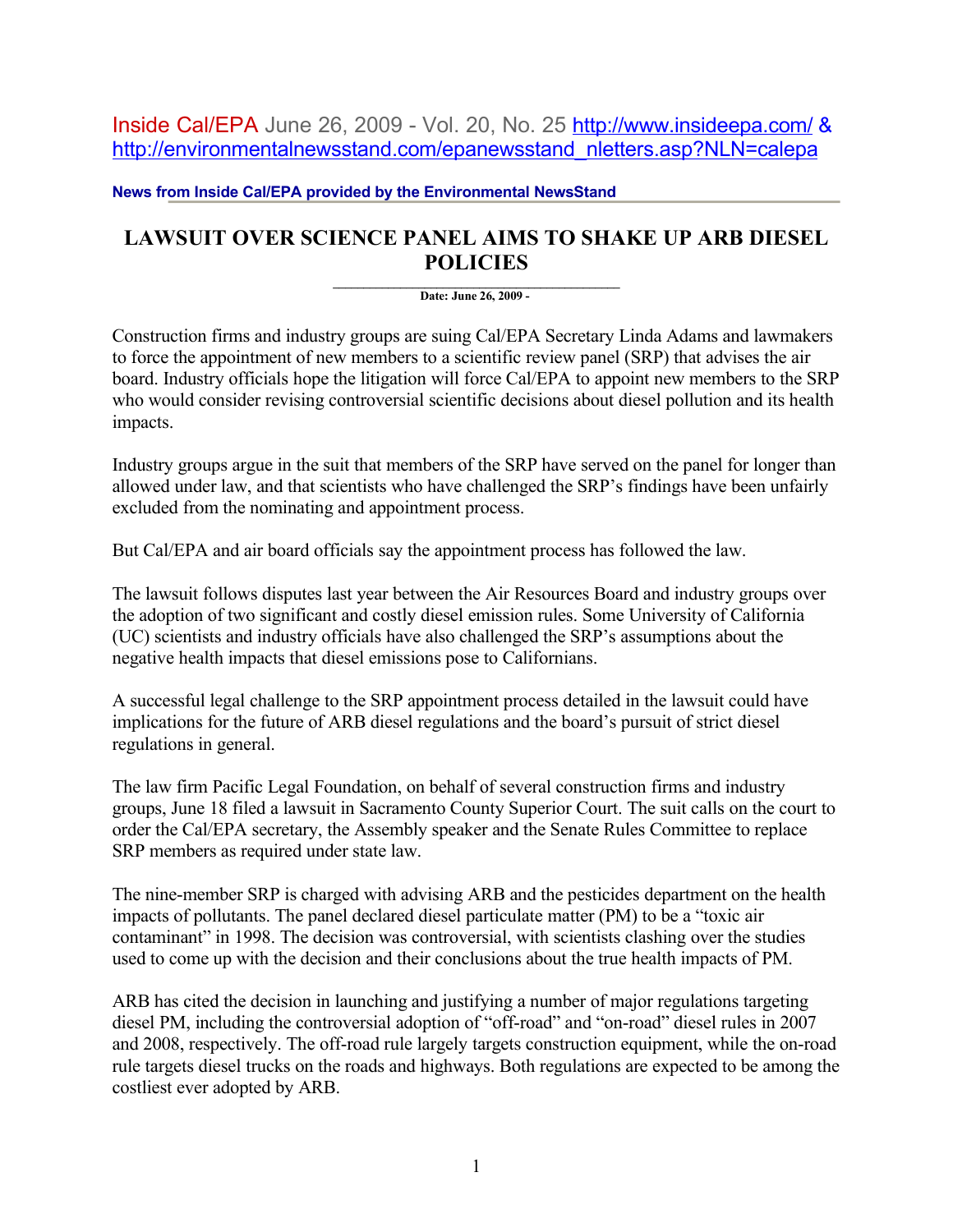Inside Cal/EPA June 26, 2009 - Vol. 20, No. 25 http://www.insideepa.com/ & http://environmentalnewsstand.com/epanewsstand_nletters.asp?NLN=calepa

**News from Inside Cal/EPA provided by the Environmental NewsStand**

# LAWSUIT OVER SCIENCE PANEL AIMS TO SHAKE UP ARB DIESEL POLICIES

**Date: June 26, 2009 -**

Construction firms and industry groups are suing Cal/EPA Secretary Linda Adams and lawmakers to force the appointment of new members to a scientific review panel (SRP) that advises the air board. Industry officials hope the litigation will force Cal/EPA to appoint new members to the SRP who would consider revising controversial scientific decisions about diesel pollution and its health impacts.

Industry groups argue in the suit that members of the SRP have served on the panel for longer than allowed under law, and that scientists who have challenged the SRP's findings have been unfairly excluded from the nominating and appointment process.

But Cal/EPA and air board officials say the appointment process has followed the law.

The lawsuit follows disputes last year between the Air Resources Board and industry groups over the adoption of two significant and costly diesel emission rules. Some University of California (UC) scientists and industry officials have also challenged the SRP's assumptions about the negative health impacts that diesel emissions pose to Californians.

A successful legal challenge to the SRP appointment process detailed in the lawsuit could have implications for the future of ARB diesel regulations and the board's pursuit of strict diesel regulations in general.

The law firm Pacific Legal Foundation, on behalf of several construction firms and industry groups, June 18 filed a lawsuit in Sacramento County Superior Court. The suit calls on the court to order the Cal/EPA secretary, the Assembly speaker and the Senate Rules Committee to replace SRP members as required under state law.

The nine-member SRP is charged with advising ARB and the pesticides department on the health impacts of pollutants. The panel declared diesel particulate matter (PM) to be a "toxic air contaminant" in 1998. The decision was controversial, with scientists clashing over the studies used to come up with the decision and their conclusions about the true health impacts of PM.

ARB has cited the decision in launching and justifying a number of major regulations targeting diesel PM, including the controversial adoption of "off-road" and "on-road" diesel rules in 2007 and 2008, respectively. The off-road rule largely targets construction equipment, while the on-road rule targets diesel trucks on the roads and highways. Both regulations are expected to be among the costliest ever adopted by ARB.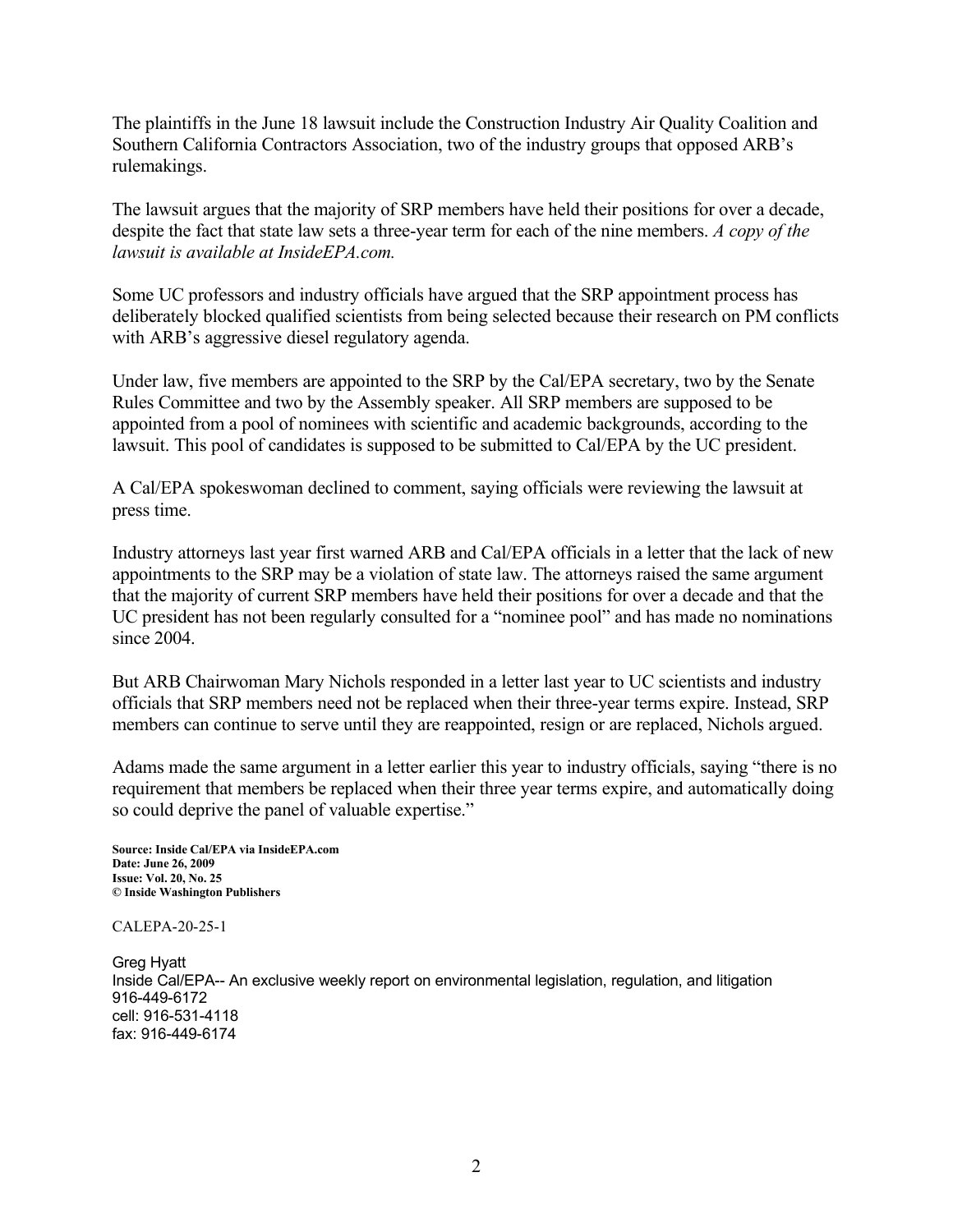The plaintiffs in the June 18 lawsuit include the Construction Industry Air Quality Coalition and Southern California Contractors Association, two of the industry groups that opposed ARB's rulemakings.

The lawsuit argues that the majority of SRP members have held their positions for over a decade, despite the fact that state law sets a three-year term for each of the nine members. *A copy of the lawsuit is available at InsideEPA.com.*

Some UC professors and industry officials have argued that the SRP appointment process has deliberately blocked qualified scientists from being selected because their research on PM conflicts with ARB's aggressive diesel regulatory agenda.

Under law, five members are appointed to the SRP by the Cal/EPA secretary, two by the Senate Rules Committee and two by the Assembly speaker. All SRP members are supposed to be appointed from a pool of nominees with scientific and academic backgrounds, according to the lawsuit. This pool of candidates is supposed to be submitted to Cal/EPA by the UC president.

A Cal/EPA spokeswoman declined to comment, saying officials were reviewing the lawsuit at press time.

Industry attorneys last year first warned ARB and Cal/EPA officials in a letter that the lack of new appointments to the SRP may be a violation of state law. The attorneys raised the same argument that the majority of current SRP members have held their positions for over a decade and that the UC president has not been regularly consulted for a "nominee pool" and has made no nominations since 2004.

But ARB Chairwoman Mary Nichols responded in a letter last year to UC scientists and industry officials that SRP members need not be replaced when their three-year terms expire. Instead, SRP members can continue to serve until they are reappointed, resign or are replaced, Nichols argued.

Adams made the same argument in a letter earlier this year to industry officials, saying "there is no requirement that members be replaced when their three year terms expire, and automatically doing so could deprive the panel of valuable expertise."

**Source: Inside Cal/EPA via InsideEPA.com**
**Date: June 26, 2009**
**Issue: Vol. 20, No. 25**
**© Inside Washington Publishers**

CALEPA-20-25-1

Greg Hyatt
Inside Cal/EPA-- An exclusive weekly report on environmental legislation, regulation, and litigation
916-449-6172
cell: 916-531-4118
fax: 916-449-6174